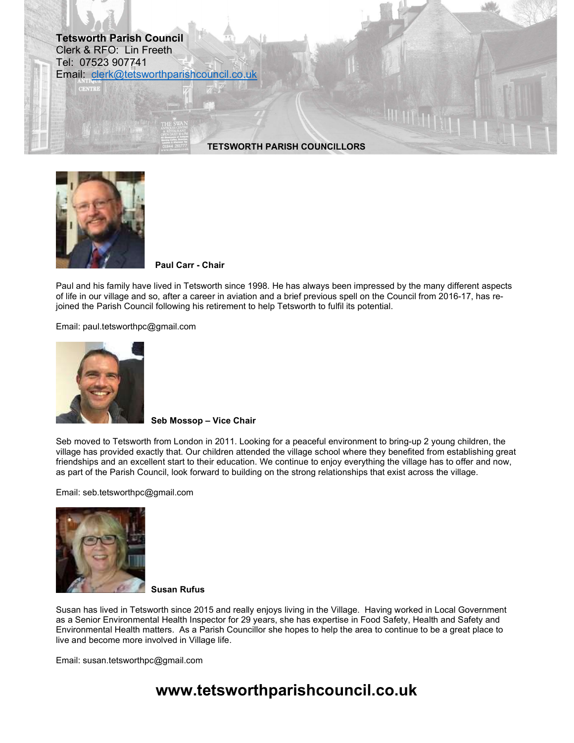**Tetsworth Parish Council**
Clerk & RFO: Lin Freeth
Tel: 07523 907741
Email: clerk@tetsworthparishcouncil.co.uk

## TETSWORTH PARISH COUNCILLORS

**Paul Carr - Chair**

Paul and his family have lived in Tetsworth since 1998. He has always been impressed by the many different aspects of life in our village and so, after a career in aviation and a brief previous spell on the Council from 2016-17, has re-joined the Parish Council following his retirement to help Tetsworth to fulfil its potential.

Email: paul.tetsworthpc@gmail.com

**Seb Mossop – Vice Chair**

Seb moved to Tetsworth from London in 2011. Looking for a peaceful environment to bring-up 2 young children, the village has provided exactly that. Our children attended the village school where they benefited from establishing great friendships and an excellent start to their education. We continue to enjoy everything the village has to offer and now, as part of the Parish Council, look forward to building on the strong relationships that exist across the village.

Email: seb.tetsworthpc@gmail.com

**Susan Rufus**

Susan has lived in Tetsworth since 2015 and really enjoys living in the Village. Having worked in Local Government as a Senior Environmental Health Inspector for 29 years, she has expertise in Food Safety, Health and Safety and Environmental Health matters. As a Parish Councillor she hopes to help the area to continue to be a great place to live and become more involved in Village life.

Email: susan.tetsworthpc@gmail.com

**www.tetsworthparishcouncil.co.uk**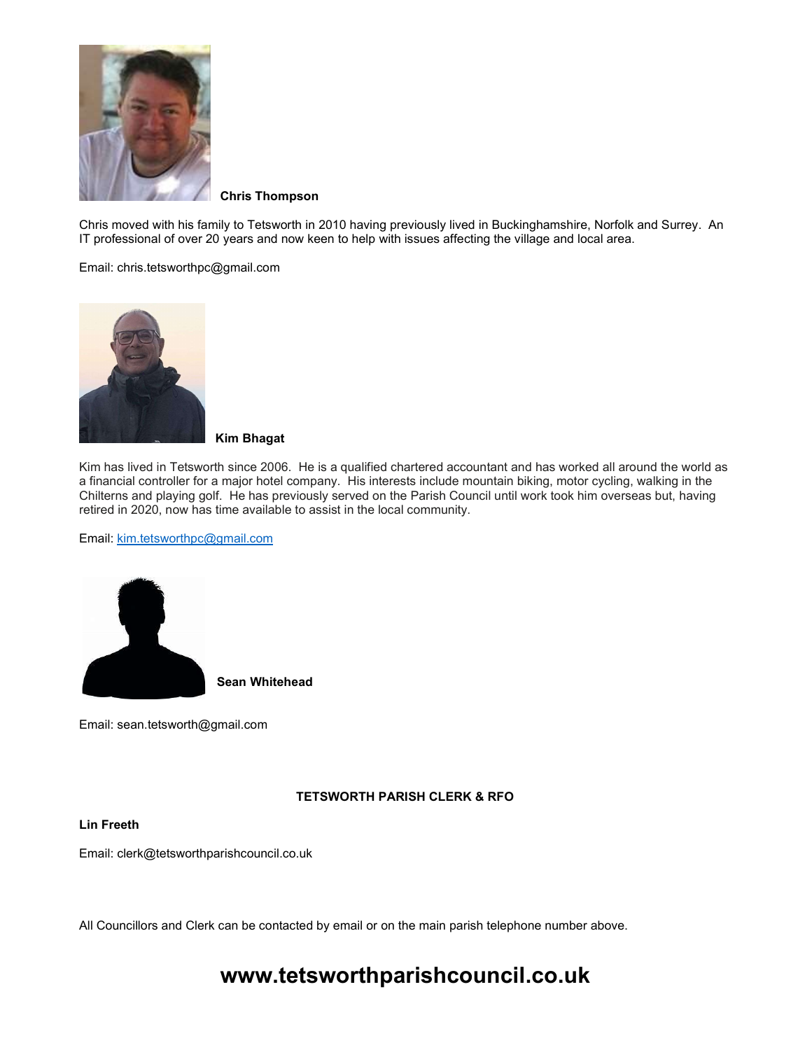**Chris Thompson**

Chris moved with his family to Tetsworth in 2010 having previously lived in Buckinghamshire, Norfolk and Surrey. An IT professional of over 20 years and now keen to help with issues affecting the village and local area.

Email: chris.tetsworthpc@gmail.com

**Kim Bhagat**

Kim has lived in Tetsworth since 2006. He is a qualified chartered accountant and has worked all around the world as a financial controller for a major hotel company. His interests include mountain biking, motor cycling, walking in the Chilterns and playing golf. He has previously served on the Parish Council until work took him overseas but, having retired in 2020, now has time available to assist in the local community.

Email: kim.tetsworthpc@gmail.com

**Sean Whitehead**

Email: sean.tetsworth@gmail.com

**TETSWORTH PARISH CLERK & RFO**

**Lin Freeth**

Email: clerk@tetsworthparishcouncil.co.uk

All Councillors and Clerk can be contacted by email or on the main parish telephone number above.

# www.tetsworthparishcouncil.co.uk